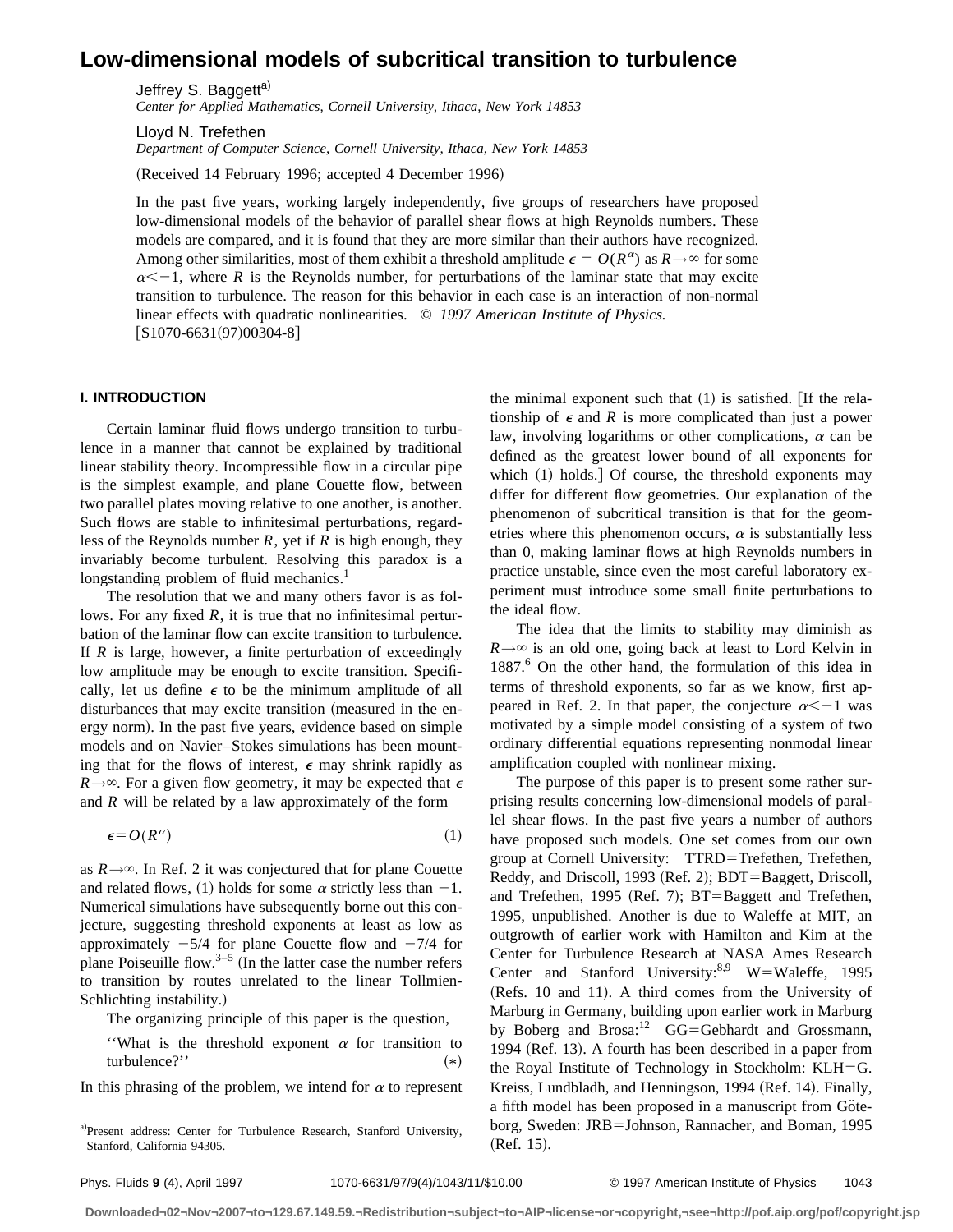# Low-dimensional models of subcritical transition to turbulence

Jeffrey S. Baggett[a]

*Center for Applied Mathematics, Cornell University, Ithaca, New York 14853*

Lloyd N. Trefethen

*Department of Computer Science, Cornell University, Ithaca, New York 14853*

(Received 14 February 1996; accepted 4 December 1996)

In the past five years, working largely independently, five groups of researchers have proposed low-dimensional models of the behavior of parallel shear flows at high Reynolds numbers. These models are compared, and it is found that they are more similar than their authors have recognized. Among other similarities, most of them exhibit a threshold amplitude $\epsilon = O(R^{\alpha})$ as $R \to \infty$ for some $\alpha < -1$, where $R$ is the Reynolds number, for perturbations of the laminar state that may excite transition to turbulence. The reason for this behavior in each case is an interaction of non-normal linear effects with quadratic nonlinearities. © *1997 American Institute of Physics.* [S1070-6631(97)00304-8]

## I. INTRODUCTION

Certain laminar fluid flows undergo transition to turbulence in a manner that cannot be explained by traditional linear stability theory. Incompressible flow in a circular pipe is the simplest example, and plane Couette flow, between two parallel plates moving relative to one another, is another. Such flows are stable to infinitesimal perturbations, regardless of the Reynolds number $R$, yet if $R$ is high enough, they invariably become turbulent. Resolving this paradox is a longstanding problem of fluid mechanics.[1]

The resolution that we and many others favor is as follows. For any fixed $R$, it is true that no infinitesimal perturbation of the laminar flow can excite transition to turbulence. If $R$ is large, however, a finite perturbation of exceedingly low amplitude may be enough to excite transition. Specifically, let us define $\epsilon$ to be the minimum amplitude of all disturbances that may excite transition (measured in the energy norm). In the past five years, evidence based on simple models and on Navier–Stokes simulations has been mounting that for the flows of interest, $\epsilon$ may shrink rapidly as $R \to \infty$. For a given flow geometry, it may be expected that $\epsilon$ and $R$ will be related by a law approximately of the form

$$\epsilon = O(R^{\alpha}) \tag{1}$$

as $R \to \infty$. In Ref. 2 it was conjectured that for plane Couette and related flows, (1) holds for some $\alpha$ strictly less than $-1$. Numerical simulations have subsequently borne out this conjecture, suggesting threshold exponents at least as low as approximately $-5/4$ for plane Couette flow and $-7/4$ for plane Poiseuille flow.[3–5] (In the latter case the number refers to transition by routes unrelated to the linear Tollmien-Schlichting instability.)

The organizing principle of this paper is the question,

''What is the threshold exponent $\alpha$ for transition to turbulence?'' (*)

In this phrasing of the problem, we intend for $\alpha$ to represent the minimal exponent such that (1) is satisfied. [If the relationship of $\epsilon$ and $R$ is more complicated than just a power law, involving logarithms or other complications, $\alpha$ can be defined as the greatest lower bound of all exponents for which (1) holds.] Of course, the threshold exponents may differ for different flow geometries. Our explanation of the phenomenon of subcritical transition is that for the geometries where this phenomenon occurs, $\alpha$ is substantially less than 0, making laminar flows at high Reynolds numbers in practice unstable, since even the most careful laboratory experiment must introduce some small finite perturbations to the ideal flow.

The idea that the limits to stability may diminish as $R \to \infty$ is an old one, going back at least to Lord Kelvin in 1887.[6] On the other hand, the formulation of this idea in terms of threshold exponents, so far as we know, first appeared in Ref. 2. In that paper, the conjecture $\alpha < -1$ was motivated by a simple model consisting of a system of two ordinary differential equations representing nonmodal linear amplification coupled with nonlinear mixing.

The purpose of this paper is to present some rather surprising results concerning low-dimensional models of parallel shear flows. In the past five years a number of authors have proposed such models. One set comes from our own group at Cornell University: TTRD=Trefethen, Trefethen, Reddy, and Driscoll, 1993 (Ref. 2); BDT=Baggett, Driscoll, and Trefethen, 1995 (Ref. 7); BT=Baggett and Trefethen, 1995, unpublished. Another is due to Waleffe at MIT, an outgrowth of earlier work with Hamilton and Kim at the Center for Turbulence Research at NASA Ames Research Center and Stanford University:[8,9] W=Waleffe, 1995 (Refs. 10 and 11). A third comes from the University of Marburg in Germany, building upon earlier work in Marburg by Boberg and Brosa:[12] GG=Gebhardt and Grossmann, 1994 (Ref. 13). A fourth has been described in a paper from the Royal Institute of Technology in Stockholm: KLH=G. Kreiss, Lundbladh, and Henningson, 1994 (Ref. 14). Finally, a fifth model has been proposed in a manuscript from Göteborg, Sweden: JRB=Johnson, Rannacher, and Boman, 1995 (Ref. 15).

[a]Present address: Center for Turbulence Research, Stanford University, Stanford, California 94305.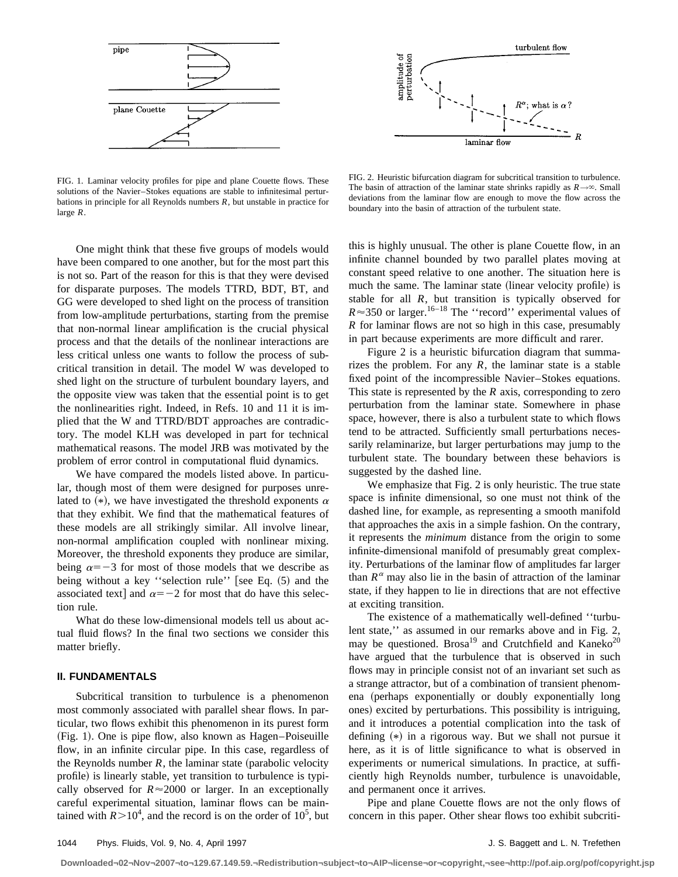FIG. 1. Laminar velocity profiles for pipe and plane Couette flows. These solutions of the Navier–Stokes equations are stable to infinitesimal perturbations in principle for all Reynolds numbers $R$, but unstable in practice for large $R$.

FIG. 2. Heuristic bifurcation diagram for subcritical transition to turbulence. The basin of attraction of the laminar state shrinks rapidly as $R\to\infty$. Small deviations from the laminar flow are enough to move the flow across the boundary into the basin of attraction of the turbulent state.

One might think that these five groups of models would have been compared to one another, but for the most part this is not so. Part of the reason for this is that they were devised for disparate purposes. The models TTRD, BDT, BT, and GG were developed to shed light on the process of transition from low-amplitude perturbations, starting from the premise that non-normal linear amplification is the crucial physical process and that the details of the nonlinear interactions are less critical unless one wants to follow the process of subcritical transition in detail. The model W was developed to shed light on the structure of turbulent boundary layers, and the opposite view was taken that the essential point is to get the nonlinearities right. Indeed, in Refs. 10 and 11 it is implied that the W and TTRD/BDT approaches are contradictory. The model KLH was developed in part for technical mathematical reasons. The model JRB was motivated by the problem of error control in computational fluid dynamics.

We have compared the models listed above. In particular, though most of them were designed for purposes unrelated to (*), we have investigated the threshold exponents $\alpha$ that they exhibit. We find that the mathematical features of these models are all strikingly similar. All involve linear, non-normal amplification coupled with nonlinear mixing. Moreover, the threshold exponents they produce are similar, being $\alpha=-3$ for most of those models that we describe as being without a key ''selection rule'' [see Eq. (5) and the associated text] and $\alpha=-2$ for most that do have this selection rule.

What do these low-dimensional models tell us about actual fluid flows? In the final two sections we consider this matter briefly.

## II. FUNDAMENTALS

Subcritical transition to turbulence is a phenomenon most commonly associated with parallel shear flows. In particular, two flows exhibit this phenomenon in its purest form (Fig. 1). One is pipe flow, also known as Hagen–Poiseuille flow, in an infinite circular pipe. In this case, regardless of the Reynolds number $R$, the laminar state (parabolic velocity profile) is linearly stable, yet transition to turbulence is typically observed for $R\approx 2000$ or larger. In an exceptionally careful experimental situation, laminar flows can be maintained with $R>10^4$, and the record is on the order of $10^5$, but this is highly unusual. The other is plane Couette flow, in an infinite channel bounded by two parallel plates moving at constant speed relative to one another. The situation here is much the same. The laminar state (linear velocity profile) is stable for all $R$, but transition is typically observed for $R\approx 350$ or larger.[16–18] The ''record'' experimental values of $R$ for laminar flows are not so high in this case, presumably in part because experiments are more difficult and rarer.

Figure 2 is a heuristic bifurcation diagram that summarizes the problem. For any $R$, the laminar state is a stable fixed point of the incompressible Navier–Stokes equations. This state is represented by the $R$ axis, corresponding to zero perturbation from the laminar state. Somewhere in phase space, however, there is also a turbulent state to which flows tend to be attracted. Sufficiently small perturbations necessarily relaminarize, but larger perturbations may jump to the turbulent state. The boundary between these behaviors is suggested by the dashed line.

We emphasize that Fig. 2 is only heuristic. The true state space is infinite dimensional, so one must not think of the dashed line, for example, as representing a smooth manifold that approaches the axis in a simple fashion. On the contrary, it represents the *minimum* distance from the origin to some infinite-dimensional manifold of presumably great complexity. Perturbations of the laminar flow of amplitudes far larger than $R^\alpha$ may also lie in the basin of attraction of the laminar state, if they happen to lie in directions that are not effective at exciting transition.

The existence of a mathematically well-defined ''turbulent state,'' as assumed in our remarks above and in Fig. 2, may be questioned. Brosa[19] and Crutchfield and Kaneko[20] have argued that the turbulence that is observed in such flows may in principle consist not of an invariant set such as a strange attractor, but of a combination of transient phenomena (perhaps exponentially or doubly exponentially long ones) excited by perturbations. This possibility is intriguing, and it introduces a potential complication into the task of defining (*) in a rigorous way. But we shall not pursue it here, as it is of little significance to what is observed in experiments or numerical simulations. In practice, at sufficiently high Reynolds number, turbulence is unavoidable, and permanent once it arrives.

Pipe and plane Couette flows are not the only flows of concern in this paper. Other shear flows too exhibit subcriti-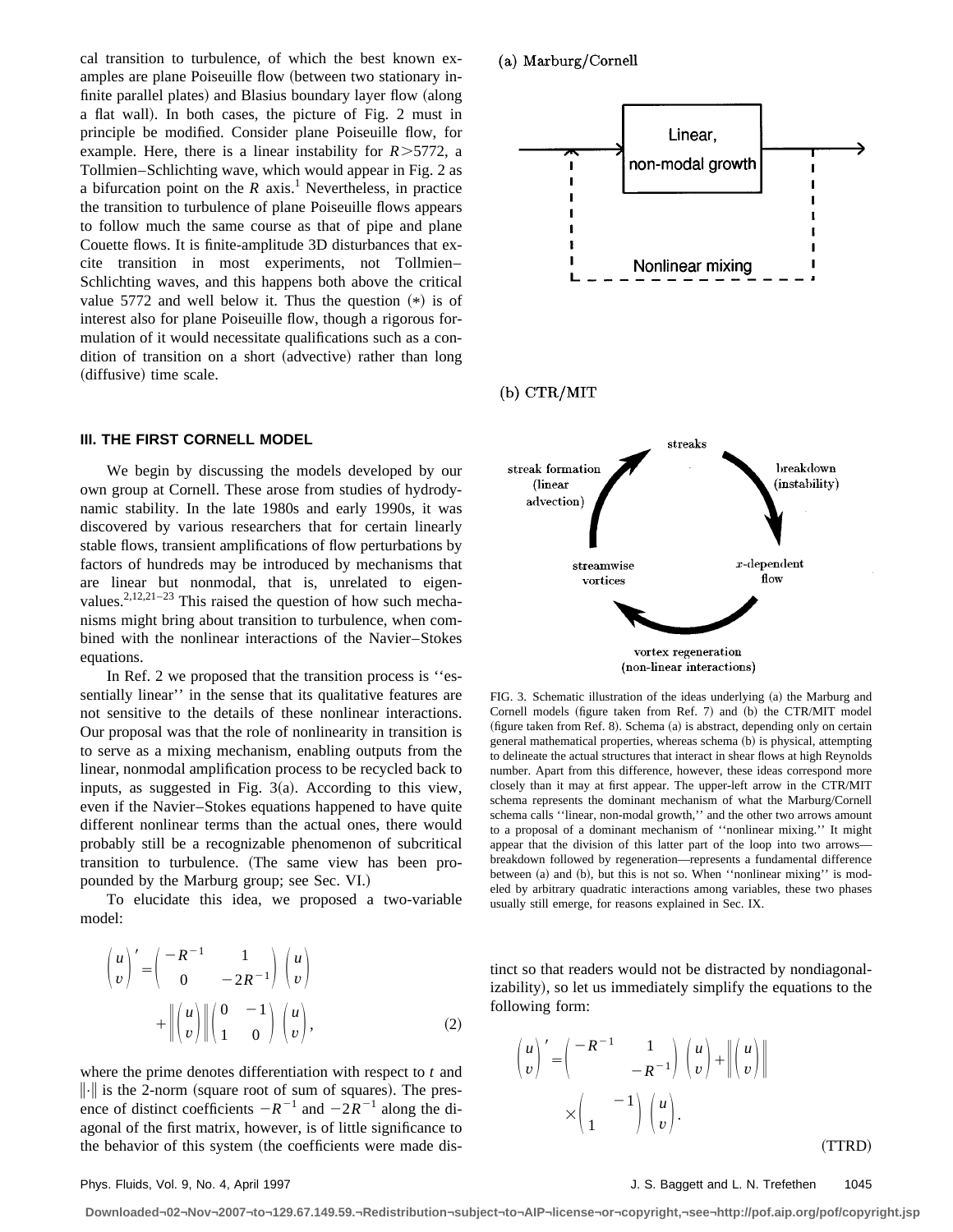cal transition to turbulence, of which the best known examples are plane Poiseuille flow (between two stationary infinite parallel plates) and Blasius boundary layer flow (along a flat wall). In both cases, the picture of Fig. 2 must in principle be modified. Consider plane Poiseuille flow, for example. Here, there is a linear instability for $R>5772$, a Tollmien–Schlichting wave, which would appear in Fig. 2 as a bifurcation point on the $R$ axis.[1] Nevertheless, in practice the transition to turbulence of plane Poiseuille flows appears to follow much the same course as that of pipe and plane Couette flows. It is finite-amplitude 3D disturbances that excite transition in most experiments, not Tollmien–Schlichting waves, and this happens both above the critical value 5772 and well below it. Thus the question (*) is of interest also for plane Poiseuille flow, though a rigorous formulation of it would necessitate qualifications such as a condition of transition on a short (advective) rather than long (diffusive) time scale.

## III. THE FIRST CORNELL MODEL

We begin by discussing the models developed by our own group at Cornell. These arose from studies of hydrodynamic stability. In the late 1980s and early 1990s, it was discovered by various researchers that for certain linearly stable flows, transient amplifications of flow perturbations by factors of hundreds may be introduced by mechanisms that are linear but nonmodal, that is, unrelated to eigenvalues.[2,12,21–23] This raised the question of how such mechanisms might bring about transition to turbulence, when combined with the nonlinear interactions of the Navier–Stokes equations.

In Ref. 2 we proposed that the transition process is ''essentially linear'' in the sense that its qualitative features are not sensitive to the details of these nonlinear interactions. Our proposal was that the role of nonlinearity in transition is to serve as a mixing mechanism, enabling outputs from the linear, nonmodal amplification process to be recycled back to inputs, as suggested in Fig. 3(a). According to this view, even if the Navier–Stokes equations happened to have quite different nonlinear terms than the actual ones, there would probably still be a recognizable phenomenon of subcritical transition to turbulence. (The same view has been propounded by the Marburg group; see Sec. VI.)

To elucidate this idea, we proposed a two-variable model:

$$\begin{pmatrix} u \\ v \end{pmatrix}' = \begin{pmatrix} -R^{-1} & 1 \\ 0 & -2R^{-1} \end{pmatrix} \begin{pmatrix} u \\ v \end{pmatrix} + \left\| \begin{pmatrix} u \\ v \end{pmatrix} \right\| \begin{pmatrix} 0 & -1 \\ 1 & 0 \end{pmatrix} \begin{pmatrix} u \\ v \end{pmatrix}, \tag{2}$$

where the prime denotes differentiation with respect to $t$ and $\|\cdot\|$ is the 2-norm (square root of sum of squares). The presence of distinct coefficients $-R^{-1}$ and $-2R^{-1}$ along the diagonal of the first matrix, however, is of little significance to the behavior of this system (the coefficients were made distinct so that readers would not be distracted by nondiagonalizability), so let us immediately simplify the equations to the following form:

$$\begin{pmatrix} u \\ v \end{pmatrix}' = \begin{pmatrix} -R^{-1} & 1 \\ & -R^{-1} \end{pmatrix} \begin{pmatrix} u \\ v \end{pmatrix} + \left\| \begin{pmatrix} u \\ v \end{pmatrix} \right\| \times \begin{pmatrix} & -1 \\ 1 & \end{pmatrix} \begin{pmatrix} u \\ v \end{pmatrix}. \tag{TTRD}$$

(a) Marburg/Cornell

(b) CTR/MIT

FIG. 3. Schematic illustration of the ideas underlying (a) the Marburg and Cornell models (figure taken from Ref. 7) and (b) the CTR/MIT model (figure taken from Ref. 8). Schema (a) is abstract, depending only on certain general mathematical properties, whereas schema (b) is physical, attempting to delineate the actual structures that interact in shear flows at high Reynolds number. Apart from this difference, however, these ideas correspond more closely than it may at first appear. The upper-left arrow in the CTR/MIT schema represents the dominant mechanism of what the Marburg/Cornell schema calls ''linear, non-modal growth,'' and the other two arrows amount to a proposal of a dominant mechanism of ''nonlinear mixing.'' It might appear that the division of this latter part of the loop into two arrows—breakdown followed by regeneration—represents a fundamental difference between (a) and (b), but this is not so. When ''nonlinear mixing'' is modeled by arbitrary quadratic interactions among variables, these two phases usually still emerge, for reasons explained in Sec. IX.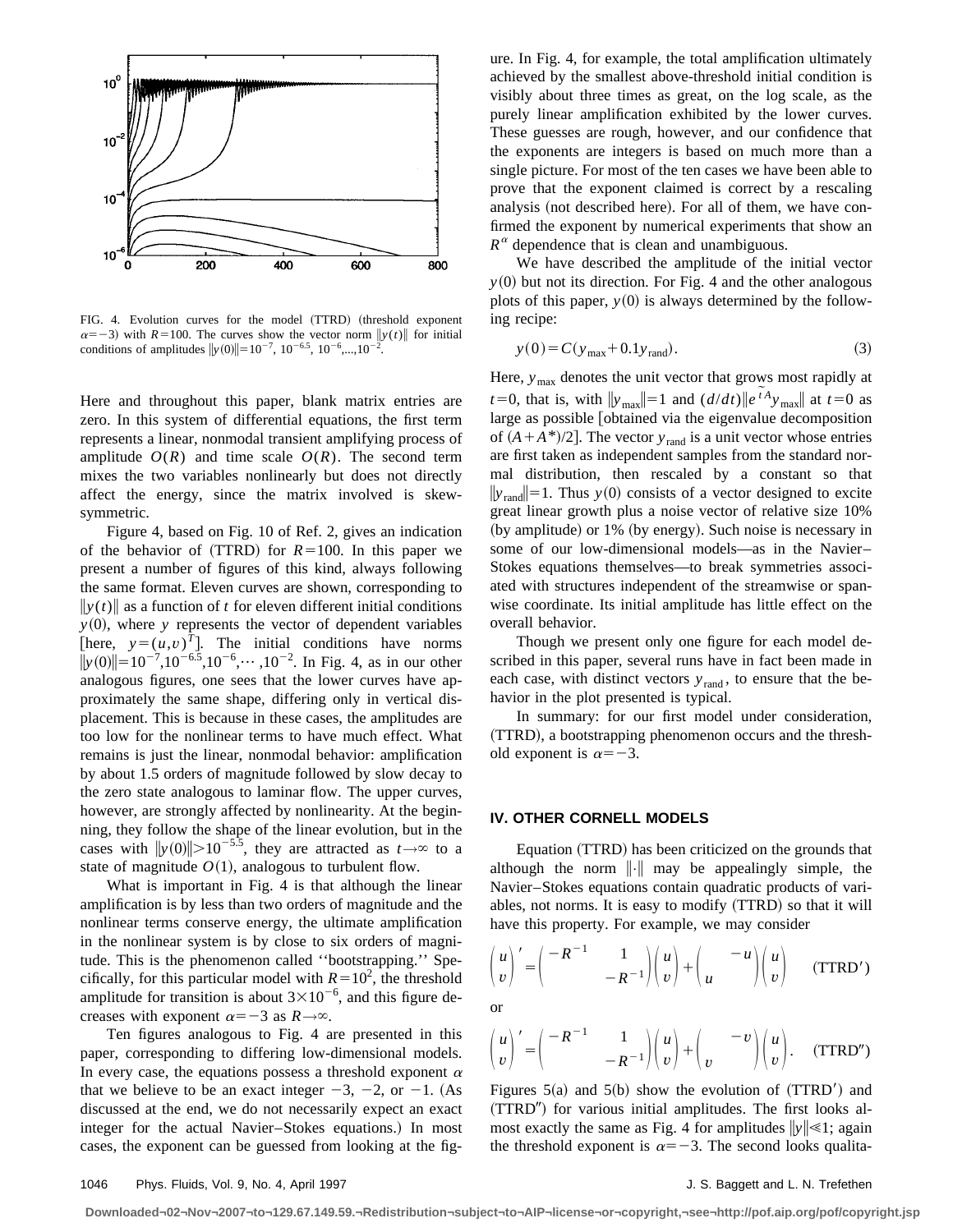FIG. 4. Evolution curves for the model (TTRD) (threshold exponent $\alpha=-3$) with $R=100$. The curves show the vector norm $\|y(t)\|$ for initial conditions of amplitudes $\|y(0)\|=10^{-7}, 10^{-6.5}, 10^{-6},...,10^{-2}$.

Here and throughout this paper, blank matrix entries are zero. In this system of differential equations, the first term represents a linear, nonmodal transient amplifying process of amplitude $O(R)$ and time scale $O(R)$. The second term mixes the two variables nonlinearly but does not directly affect the energy, since the matrix involved is skew-symmetric.

Figure 4, based on Fig. 10 of Ref. 2, gives an indication of the behavior of (TTRD) for $R=100$. In this paper we present a number of figures of this kind, always following the same format. Eleven curves are shown, corresponding to $\|y(t)\|$ as a function of $t$ for eleven different initial conditions $y(0)$, where $y$ represents the vector of dependent variables [here, $y=(u,v)^T$]. The initial conditions have norms $\|y(0)\|=10^{-7},10^{-6.5},10^{-6},\cdots,10^{-2}$. In Fig. 4, as in our other analogous figures, one sees that the lower curves have approximately the same shape, differing only in vertical displacement. This is because in these cases, the amplitudes are too low for the nonlinear terms to have much effect. What remains is just the linear, nonmodal behavior: amplification by about 1.5 orders of magnitude followed by slow decay to the zero state analogous to laminar flow. The upper curves, however, are strongly affected by nonlinearity. At the beginning, they follow the shape of the linear evolution, but in the cases with $\|y(0)\|>10^{-5.5}$, they are attracted as $t\to\infty$ to a state of magnitude $O(1)$, analogous to turbulent flow.

What is important in Fig. 4 is that although the linear amplification is by less than two orders of magnitude and the nonlinear terms conserve energy, the ultimate amplification in the nonlinear system is by close to six orders of magnitude. This is the phenomenon called ''bootstrapping.'' Specifically, for this particular model with $R=10^2$, the threshold amplitude for transition is about $3\times10^{-6}$, and this figure decreases with exponent $\alpha=-3$ as $R\to\infty$.

Ten figures analogous to Fig. 4 are presented in this paper, corresponding to differing low-dimensional models. In every case, the equations possess a threshold exponent $\alpha$ that we believe to be an exact integer $-3$, $-2$, or $-1$. (As discussed at the end, we do not necessarily expect an exact integer for the actual Navier–Stokes equations.) In most cases, the exponent can be guessed from looking at the figure. In Fig. 4, for example, the total amplification ultimately achieved by the smallest above-threshold initial condition is visibly about three times as great, on the log scale, as the purely linear amplification exhibited by the lower curves. These guesses are rough, however, and our confidence that the exponents are integers is based on much more than a single picture. For most of the ten cases we have been able to prove that the exponent claimed is correct by a rescaling analysis (not described here). For all of them, we have confirmed the exponent by numerical experiments that show an $R^\alpha$ dependence that is clean and unambiguous.

We have described the amplitude of the initial vector $y(0)$ but not its direction. For Fig. 4 and the other analogous plots of this paper, $y(0)$ is always determined by the following recipe:

$$y(0)=C(y_{\max}+0.1y_{\text{rand}}). \tag{3}$$

Here, $y_{\max}$ denotes the unit vector that grows most rapidly at $t=0$, that is, with $\|y_{\max}\|=1$ and $(d/dt)\|e^{t\tilde{A}}y_{\max}\|$ at $t=0$ as large as possible [obtained via the eigenvalue decomposition of $(A+A^*)/2$]. The vector $y_{\text{rand}}$ is a unit vector whose entries are first taken as independent samples from the standard normal distribution, then rescaled by a constant so that $\|y_{\text{rand}}\|=1$. Thus $y(0)$ consists of a vector designed to excite great linear growth plus a noise vector of relative size 10% (by amplitude) or 1% (by energy). Such noise is necessary in some of our low-dimensional models—as in the Navier–Stokes equations themselves—to break symmetries associated with structures independent of the streamwise or spanwise coordinate. Its initial amplitude has little effect on the overall behavior.

Though we present only one figure for each model described in this paper, several runs have in fact been made in each case, with distinct vectors $y_{\text{rand}}$, to ensure that the behavior in the plot presented is typical.

In summary: for our first model under consideration, (TTRD), a bootstrapping phenomenon occurs and the threshold exponent is $\alpha=-3$.

## IV. OTHER CORNELL MODELS

Equation (TTRD) has been criticized on the grounds that although the norm $\|\cdot\|$ may be appealingly simple, the Navier–Stokes equations contain quadratic products of variables, not norms. It is easy to modify (TTRD) so that it will have this property. For example, we may consider

$$\begin{pmatrix} u \\ v \end{pmatrix}' = \begin{pmatrix} -R^{-1} & 1 \\ & -R^{-1} \end{pmatrix} \begin{pmatrix} u \\ v \end{pmatrix} + \begin{pmatrix} & -u \\ u & \end{pmatrix} \begin{pmatrix} u \\ v \end{pmatrix} \qquad \text{(TTRD}'\text{)}$$

or

$$\begin{pmatrix} u \\ v \end{pmatrix}' = \begin{pmatrix} -R^{-1} & 1 \\ & -R^{-1} \end{pmatrix} \begin{pmatrix} u \\ v \end{pmatrix} + \begin{pmatrix} & -v \\ v & \end{pmatrix} \begin{pmatrix} u \\ v \end{pmatrix}. \qquad \text{(TTRD}''\text{)}$$

Figures 5(a) and 5(b) show the evolution of (TTRD′) and (TTRD″) for various initial amplitudes. The first looks almost exactly the same as Fig. 4 for amplitudes $\|y\|\ll1$; again the threshold exponent is $\alpha=-3$. The second looks qualita-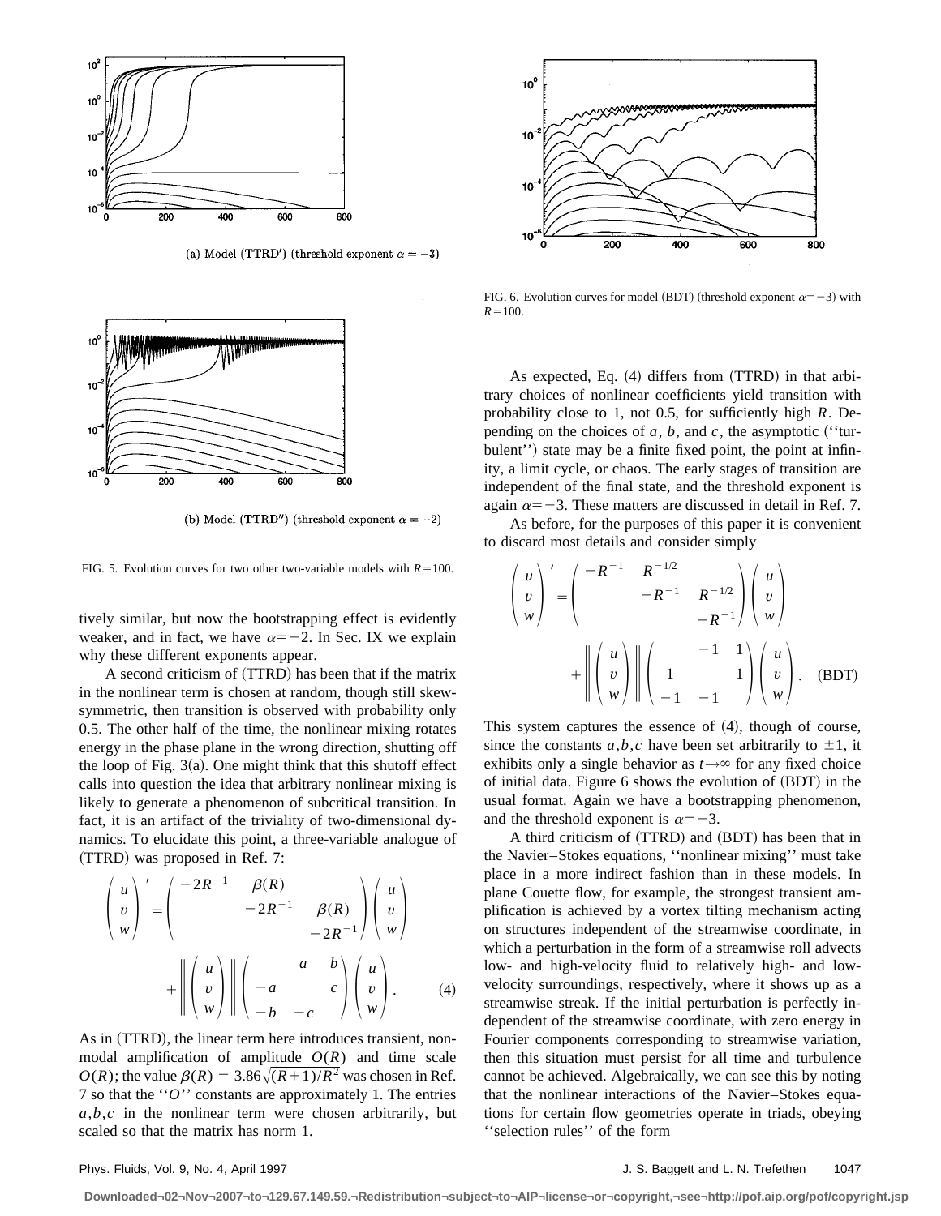(a) Model (TTRD′) (threshold exponent $\alpha=-3$)

(b) Model (TTRD″) (threshold exponent $\alpha=-2$)

FIG. 5. Evolution curves for two other two-variable models with $R=100$.

tively similar, but now the bootstrapping effect is evidently weaker, and in fact, we have $\alpha=-2$. In Sec. IX we explain why these different exponents appear.

A second criticism of (TTRD) has been that if the matrix in the nonlinear term is chosen at random, though still skew-symmetric, then transition is observed with probability only 0.5. The other half of the time, the nonlinear mixing rotates energy in the phase plane in the wrong direction, shutting off the loop of Fig. 3(a). One might think that this shutoff effect calls into question the idea that arbitrary nonlinear mixing is likely to generate a phenomenon of subcritical transition. In fact, it is an artifact of the triviality of two-dimensional dynamics. To elucidate this point, a three-variable analogue of (TTRD) was proposed in Ref. 7:

$$\begin{pmatrix} u \\ v \\ w \end{pmatrix}' = \begin{pmatrix} -2R^{-1} & \beta(R) & \\ & -2R^{-1} & \beta(R) \\ & & -2R^{-1} \end{pmatrix} \begin{pmatrix} u \\ v \\ w \end{pmatrix} + \left\| \begin{pmatrix} u \\ v \\ w \end{pmatrix} \right\| \begin{pmatrix} & a & b \\ -a & & c \\ -b & -c & \end{pmatrix} \begin{pmatrix} u \\ v \\ w \end{pmatrix}. \tag{4}$$

As in (TTRD), the linear term here introduces transient, non-modal amplification of amplitude $O(R)$ and time scale $O(R)$; the value $\beta(R)=3.86\sqrt{(R+1)/R^2}$ was chosen in Ref. 7 so that the "$O$" constants are approximately 1. The entries $a,b,c$ in the nonlinear term were chosen arbitrarily, but scaled so that the matrix has norm 1.

FIG. 6. Evolution curves for model (BDT) (threshold exponent $\alpha=-3$) with $R=100$.

As expected, Eq. (4) differs from (TTRD) in that arbitrary choices of nonlinear coefficients yield transition with probability close to 1, not 0.5, for sufficiently high $R$. Depending on the choices of $a$, $b$, and $c$, the asymptotic ("turbulent") state may be a finite fixed point, the point at infinity, a limit cycle, or chaos. The early stages of transition are independent of the final state, and the threshold exponent is again $\alpha=-3$. These matters are discussed in detail in Ref. 7.

As before, for the purposes of this paper it is convenient to discard most details and consider simply

$$\begin{pmatrix} u \\ v \\ w \end{pmatrix}' = \begin{pmatrix} -R^{-1} & R^{-1/2} & \\ & -R^{-1} & R^{-1/2} \\ & & -R^{-1} \end{pmatrix} \begin{pmatrix} u \\ v \\ w \end{pmatrix} + \left\| \begin{pmatrix} u \\ v \\ w \end{pmatrix} \right\| \begin{pmatrix} & -1 & 1 \\ 1 & & 1 \\ -1 & -1 & \end{pmatrix} \begin{pmatrix} u \\ v \\ w \end{pmatrix}. \tag{BDT}$$

This system captures the essence of (4), though of course, since the constants $a,b,c$ have been set arbitrarily to $\pm 1$, it exhibits only a single behavior as $t\to\infty$ for any fixed choice of initial data. Figure 6 shows the evolution of (BDT) in the usual format. Again we have a bootstrapping phenomenon, and the threshold exponent is $\alpha=-3$.

A third criticism of (TTRD) and (BDT) has been that in the Navier–Stokes equations, "nonlinear mixing" must take place in a more indirect fashion than in these models. In plane Couette flow, for example, the strongest transient amplification is achieved by a vortex tilting mechanism acting on structures independent of the streamwise coordinate, in which a perturbation in the form of a streamwise roll advects low- and high-velocity fluid to relatively high- and low-velocity surroundings, respectively, where it shows up as a streamwise streak. If the initial perturbation is perfectly independent of the streamwise coordinate, with zero energy in Fourier components corresponding to streamwise variation, then this situation must persist for all time and turbulence cannot be achieved. Algebraically, we can see this by noting that the nonlinear interactions of the Navier–Stokes equations for certain flow geometries operate in triads, obeying "selection rules" of the form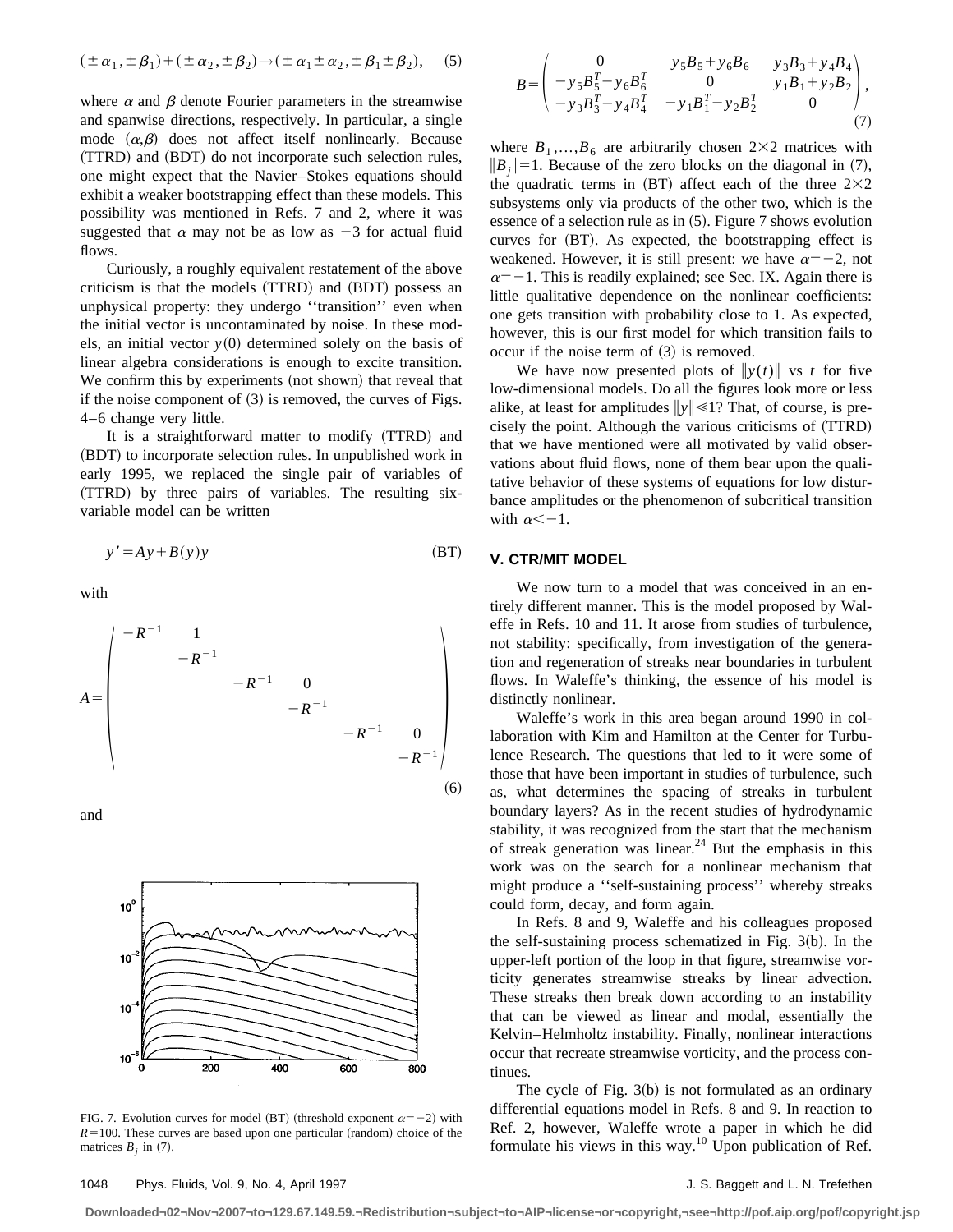$$(\pm\alpha_1,\pm\beta_1)+(\pm\alpha_2,\pm\beta_2)\rightarrow(\pm\alpha_1\pm\alpha_2,\pm\beta_1\pm\beta_2), \quad (5)$$

where $\alpha$ and $\beta$ denote Fourier parameters in the streamwise and spanwise directions, respectively. In particular, a single mode $(\alpha,\beta)$ does not affect itself nonlinearly. Because (TTRD) and (BDT) do not incorporate such selection rules, one might expect that the Navier–Stokes equations should exhibit a weaker bootstrapping effect than these models. This possibility was mentioned in Refs. 7 and 2, where it was suggested that $\alpha$ may not be as low as $-3$ for actual fluid flows.

Curiously, a roughly equivalent restatement of the above criticism is that the models (TTRD) and (BDT) possess an unphysical property: they undergo "transition" even when the initial vector is uncontaminated by noise. In these models, an initial vector $y(0)$ determined solely on the basis of linear algebra considerations is enough to excite transition. We confirm this by experiments (not shown) that reveal that if the noise component of (3) is removed, the curves of Figs. 4–6 change very little.

It is a straightforward matter to modify (TTRD) and (BDT) to incorporate selection rules. In unpublished work in early 1995, we replaced the single pair of variables of (TTRD) by three pairs of variables. The resulting six-variable model can be written

$$y' = Ay + B(y)y \quad \text{(BT)}$$

with

$$A=\begin{pmatrix} -R^{-1} & 1 & & & & \\ & -R^{-1} & & & & \\ & & -R^{-1} & 0 & & \\ & & & -R^{-1} & & \\ & & & & -R^{-1} & 0 \\ & & & & & -R^{-1} \end{pmatrix} \quad (6)$$

and

$$B=\begin{pmatrix} 0 & y_5B_5+y_6B_6 & y_3B_3+y_4B_4 \\ -y_5B_5^T-y_6B_6^T & 0 & y_1B_1+y_2B_2 \\ -y_3B_3^T-y_4B_4^T & -y_1B_1^T-y_2B_2^T & 0 \end{pmatrix}, \quad (7)$$

where $B_1,\ldots,B_6$ are arbitrarily chosen $2\times 2$ matrices with $\|B_j\|=1$. Because of the zero blocks on the diagonal in (7), the quadratic terms in (BT) affect each of the three $2\times 2$ subsystems only via products of the other two, which is the essence of a selection rule as in (5). Figure 7 shows evolution curves for (BT). As expected, the bootstrapping effect is weakened. However, it is still present: we have $\alpha=-2$, not $\alpha=-1$. This is readily explained; see Sec. IX. Again there is little qualitative dependence on the nonlinear coefficients: one gets transition with probability close to 1. As expected, however, this is our first model for which transition fails to occur if the noise term of (3) is removed.

We have now presented plots of $\|y(t)\|$ vs $t$ for five low-dimensional models. Do all the figures look more or less alike, at least for amplitudes $\|y\|\ll 1$? That, of course, is precisely the point. Although the various criticisms of (TTRD) that we have mentioned were all motivated by valid observations about fluid flows, none of them bear upon the qualitative behavior of these systems of equations for low disturbance amplitudes or the phenomenon of subcritical transition with $\alpha<-1$.

FIG. 7. Evolution curves for model (BT) (threshold exponent $\alpha=-2$) with $R=100$. These curves are based upon one particular (random) choice of the matrices $B_j$ in (7).

## V. CTR/MIT MODEL

We now turn to a model that was conceived in an entirely different manner. This is the model proposed by Waleffe in Refs. 10 and 11. It arose from studies of turbulence, not stability: specifically, from investigation of the generation and regeneration of streaks near boundaries in turbulent flows. In Waleffe's thinking, the essence of his model is distinctly nonlinear.

Waleffe's work in this area began around 1990 in collaboration with Kim and Hamilton at the Center for Turbulence Research. The questions that led to it were some of those that have been important in studies of turbulence, such as, what determines the spacing of streaks in turbulent boundary layers? As in the recent studies of hydrodynamic stability, it was recognized from the start that the mechanism of streak generation was linear.[24] But the emphasis in this work was on the search for a nonlinear mechanism that might produce a "self-sustaining process" whereby streaks could form, decay, and form again.

In Refs. 8 and 9, Waleffe and his colleagues proposed the self-sustaining process schematized in Fig. 3(b). In the upper-left portion of the loop in that figure, streamwise vorticity generates streamwise streaks by linear advection. These streaks then break down according to an instability that can be viewed as linear and modal, essentially the Kelvin–Helmholtz instability. Finally, nonlinear interactions occur that recreate streamwise vorticity, and the process continues.

The cycle of Fig. 3(b) is not formulated as an ordinary differential equations model in Refs. 8 and 9. In reaction to Ref. 2, however, Waleffe wrote a paper in which he did formulate his views in this way.[10] Upon publication of Ref.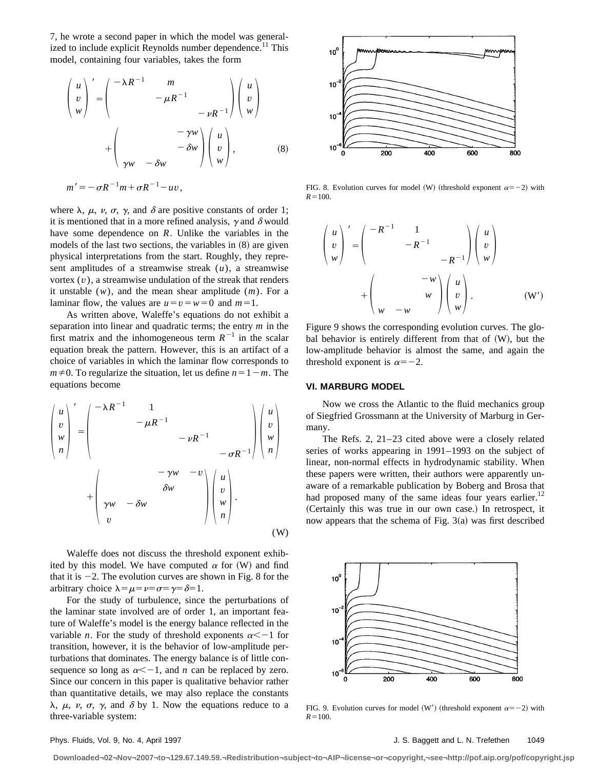7, he wrote a second paper in which the model was generalized to include explicit Reynolds number dependence.[11] This model, containing four variables, takes the form

$$\begin{pmatrix} u \\ v \\ w \end{pmatrix}' = \begin{pmatrix} -\lambda R^{-1} & m & \\ & -\mu R^{-1} & \\ & & -\nu R^{-1} \end{pmatrix} \begin{pmatrix} u \\ v \\ w \end{pmatrix} + \begin{pmatrix} & & -\gamma w \\ & & -\delta w \\ \gamma w & -\delta w & \end{pmatrix} \begin{pmatrix} u \\ v \\ w \end{pmatrix}, \tag{8}$$

$$m' = -\sigma R^{-1} m + \sigma R^{-1} - uv,$$

where $\lambda$, $\mu$, $\nu$, $\sigma$, $\gamma$, and $\delta$ are positive constants of order 1; it is mentioned that in a more refined analysis, $\gamma$ and $\delta$ would have some dependence on $R$. Unlike the variables in the models of the last two sections, the variables in (8) are given physical interpretations from the start. Roughly, they represent amplitudes of a streamwise streak ($u$), a streamwise vortex ($v$), a streamwise undulation of the streak that renders it unstable ($w$), and the mean shear amplitude ($m$). For a laminar flow, the values are $u=v=w=0$ and $m=1$.

As written above, Waleffe's equations do not exhibit a separation into linear and quadratic terms; the entry $m$ in the first matrix and the inhomogeneous term $R^{-1}$ in the scalar equation break the pattern. However, this is an artifact of a choice of variables in which the laminar flow corresponds to $m \neq 0$. To regularize the situation, let us define $n=1-m$. The equations become

$$\begin{pmatrix} u \\ v \\ w \\ n \end{pmatrix}' = \begin{pmatrix} -\lambda R^{-1} & 1 & & \\ & -\mu R^{-1} & & \\ & & -\nu R^{-1} & \\ & & & -\sigma R^{-1} \end{pmatrix} \begin{pmatrix} u \\ v \\ w \\ n \end{pmatrix} + \begin{pmatrix} & & -\gamma w & -v \\ & & \delta w & \\ \gamma w & -\delta w & & \\ v & & & \end{pmatrix} \begin{pmatrix} u \\ v \\ w \\ n \end{pmatrix}. \tag{W}$$

Waleffe does not discuss the threshold exponent exhibited by this model. We have computed $\alpha$ for (W) and find that it is $-2$. The evolution curves are shown in Fig. 8 for the arbitrary choice $\lambda=\mu=\nu=\sigma=\gamma=\delta=1$.

For the study of turbulence, since the perturbations of the laminar state involved are of order 1, an important feature of Waleffe's model is the energy balance reflected in the variable $n$. For the study of threshold exponents $\alpha < -1$ for transition, however, it is the behavior of low-amplitude perturbations that dominates. The energy balance is of little consequence so long as $\alpha < -1$, and $n$ can be replaced by zero. Since our concern in this paper is qualitative behavior rather than quantitative details, we may also replace the constants $\lambda$, $\mu$, $\nu$, $\sigma$, $\gamma$, and $\delta$ by 1. Now the equations reduce to a three-variable system:

FIG. 8. Evolution curves for model (W) (threshold exponent $\alpha=-2$) with $R=100$.

$$\begin{pmatrix} u \\ v \\ w \end{pmatrix}' = \begin{pmatrix} -R^{-1} & 1 & \\ & -R^{-1} & \\ & & -R^{-1} \end{pmatrix} \begin{pmatrix} u \\ v \\ w \end{pmatrix} + \begin{pmatrix} & & -w \\ & & w \\ w & -w & \end{pmatrix} \begin{pmatrix} u \\ v \\ w \end{pmatrix}. \tag{W'}$$

Figure 9 shows the corresponding evolution curves. The global behavior is entirely different from that of (W), but the low-amplitude behavior is almost the same, and again the threshold exponent is $\alpha=-2$.

## VI. MARBURG MODEL

Now we cross the Atlantic to the fluid mechanics group of Siegfried Grossmann at the University of Marburg in Germany.

The Refs. 2, 21–23 cited above were a closely related series of works appearing in 1991–1993 on the subject of linear, non-normal effects in hydrodynamic stability. When these papers were written, their authors were apparently unaware of a remarkable publication by Boberg and Brosa that had proposed many of the same ideas four years earlier.[12] (Certainly this was true in our own case.) In retrospect, it now appears that the schema of Fig. 3(a) was first described

FIG. 9. Evolution curves for model (W′) (threshold exponent $\alpha=-2$) with $R=100$.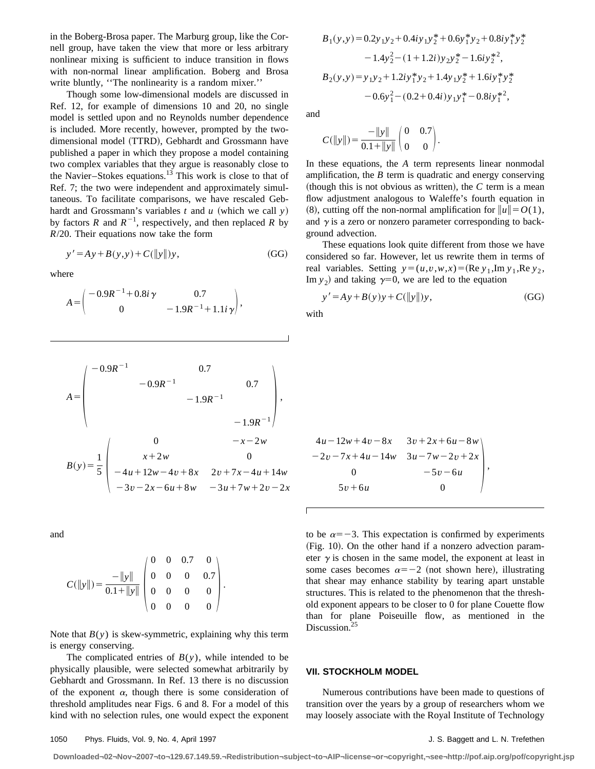in the Boberg-Brosa paper. The Marburg group, like the Cornell group, have taken the view that more or less arbitrary nonlinear mixing is sufficient to induce transition in flows with non-normal linear amplification. Boberg and Brosa write bluntly, ''The nonlinearity is a random mixer.''

Though some low-dimensional models are discussed in Ref. 12, for example of dimensions 10 and 20, no single model is settled upon and no Reynolds number dependence is included. More recently, however, prompted by the two-dimensional model (TTRD), Gebhardt and Grossmann have published a paper in which they propose a model containing two complex variables that they argue is reasonably close to the Navier–Stokes equations.[13] This work is close to that of Ref. 7; the two were independent and approximately simultaneous. To facilitate comparisons, we have rescaled Gebhardt and Grossmann's variables $t$ and $u$ (which we call $y$) by factors $R$ and $R^{-1}$, respectively, and then replaced $R$ by $R/20$. Their equations now take the form

$$y' = Ay + B(y,y) + C(\|y\|)y, \tag{GG}$$

where

$$A = \begin{pmatrix} -0.9R^{-1} + 0.8i\gamma & 0.7 \\ 0 & -1.9R^{-1} + 1.1i\gamma \end{pmatrix},$$

$$\begin{aligned} B_1(y,y) &= 0.2y_1y_2 + 0.4iy_1y_2^* + 0.6y_1^*y_2 + 0.8iy_1^*y_2^* \\ &\quad - 1.4y_2^2 - (1+1.2i)y_2y_2^* - 1.6iy_2^{*2}, \\ B_2(y,y) &= y_1y_2 + 1.2iy_1^*y_2 + 1.4y_1y_2^* + 1.6iy_1^*y_2^* \\ &\quad - 0.6y_1^2 - (0.2+0.4i)y_1y_1^* - 0.8iy_1^{*2}, \end{aligned}$$

and

$$C(\|y\|) = \frac{-\|y\|}{0.1+\|y\|} \begin{pmatrix} 0 & 0.7 \\ 0 & 0 \end{pmatrix}.$$

In these equations, the $A$ term represents linear nonmodal amplification, the $B$ term is quadratic and energy conserving (though this is not obvious as written), the $C$ term is a mean flow adjustment analogous to Waleffe's fourth equation in (8), cutting off the non-normal amplification for $\|u\| = O(1)$, and $\gamma$ is a zero or nonzero parameter corresponding to background advection.

These equations look quite different from those we have considered so far. However, let us rewrite them in terms of real variables. Setting $y = (u,v,w,x) = (\text{Re}\, y_1, \text{Im}\, y_1, \text{Re}\, y_2, \text{Im}\, y_2)$ and taking $\gamma = 0$, we are led to the equation

$$y' = Ay + B(y)y + C(\|y\|)y, \tag{GG}$$

with

$$A = \begin{pmatrix} -0.9R^{-1} & & 0.7 & \\ & -0.9R^{-1} & & 0.7 \\ & & -1.9R^{-1} & \\ & & & -1.9R^{-1} \end{pmatrix},$$

$$B(y) = \frac{1}{5} \begin{pmatrix} 0 & -x-2w & 4u-12w+4v-8x & 3v+2x+6u-8w \\ x+2w & 0 & -2v-7x+4u-14w & 3u-7w-2v+2x \\ -4u+12w-4v+8x & 2v+7x-4u+14w & 0 & -5v-6u \\ -3v-2x-6u+8w & -3u+7w+2v-2x & 5v+6u & 0 \end{pmatrix},$$

and

$$C(\|y\|) = \frac{-\|y\|}{0.1+\|y\|} \begin{pmatrix} 0 & 0 & 0.7 & 0 \\ 0 & 0 & 0 & 0.7 \\ 0 & 0 & 0 & 0 \\ 0 & 0 & 0 & 0 \end{pmatrix}.$$

Note that $B(y)$ is skew-symmetric, explaining why this term is energy conserving.

The complicated entries of $B(y)$, while intended to be physically plausible, were selected somewhat arbitrarily by Gebhardt and Grossmann. In Ref. 13 there is no discussion of the exponent $\alpha$, though there is some consideration of threshold amplitudes near Figs. 6 and 8. For a model of this kind with no selection rules, one would expect the exponent to be $\alpha = -3$. This expectation is confirmed by experiments (Fig. 10). On the other hand if a nonzero advection parameter $\gamma$ is chosen in the same model, the exponent at least in some cases becomes $\alpha = -2$ (not shown here), illustrating that shear may enhance stability by tearing apart unstable structures. This is related to the phenomenon that the threshold exponent appears to be closer to 0 for plane Couette flow than for plane Poiseuille flow, as mentioned in the Discussion.[25]

## VII. STOCKHOLM MODEL

Numerous contributions have been made to questions of transition over the years by a group of researchers whom we may loosely associate with the Royal Institute of Technology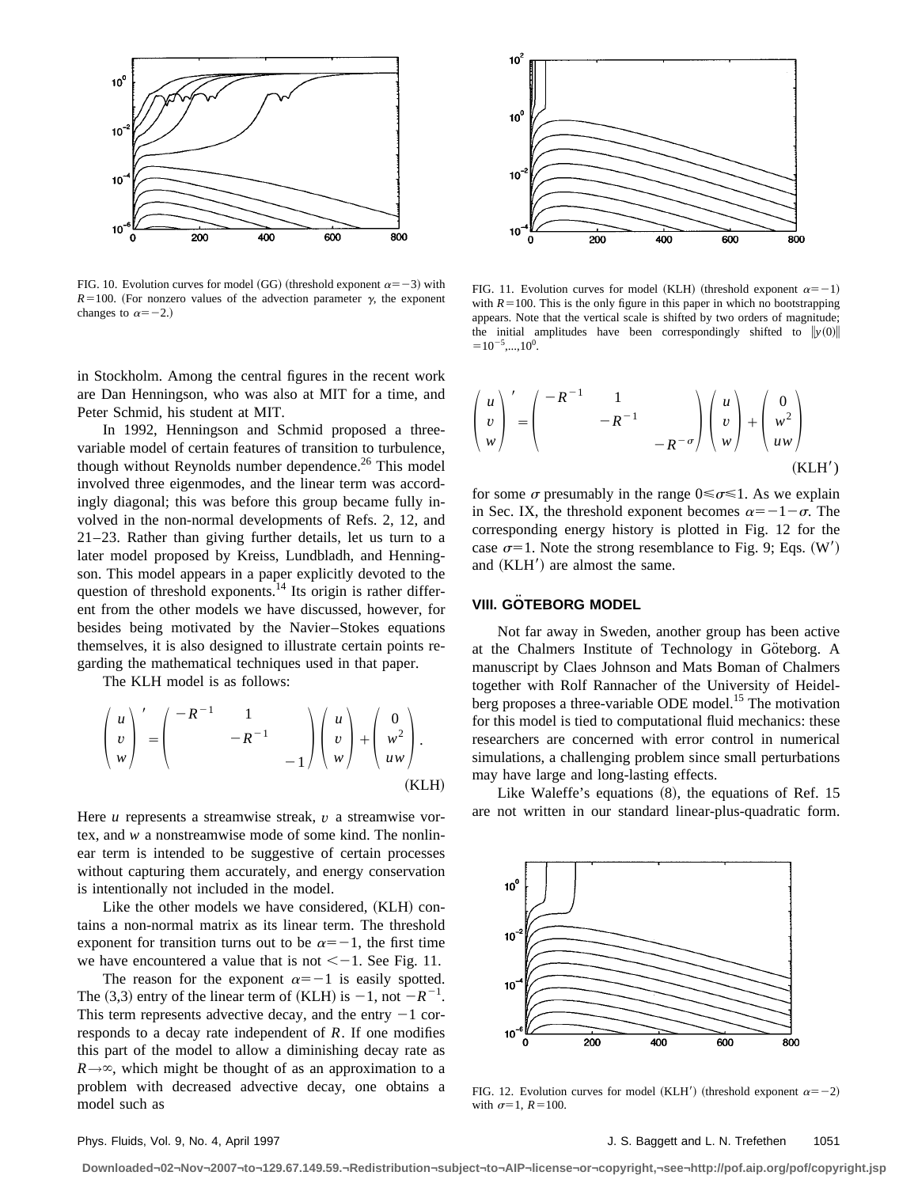FIG. 10. Evolution curves for model (GG) (threshold exponent $\alpha=-3$) with $R=100$. (For nonzero values of the advection parameter $\gamma$, the exponent changes to $\alpha=-2$.)

FIG. 11. Evolution curves for model (KLH) (threshold exponent $\alpha=-1$) with $R=100$. This is the only figure in this paper in which no bootstrapping appears. Note that the vertical scale is shifted by two orders of magnitude; the initial amplitudes have been correspondingly shifted to $\|y(0)\| = 10^{-5},...,10^{0}$.

in Stockholm. Among the central figures in the recent work are Dan Henningson, who was also at MIT for a time, and Peter Schmid, his student at MIT.

In 1992, Henningson and Schmid proposed a three-variable model of certain features of transition to turbulence, though without Reynolds number dependence.[26] This model involved three eigenmodes, and the linear term was accordingly diagonal; this was before this group became fully involved in the non-normal developments of Refs. 2, 12, and 21–23. Rather than giving further details, let us turn to a later model proposed by Kreiss, Lundbladh, and Henningson. This model appears in a paper explicitly devoted to the question of threshold exponents.[14] Its origin is rather different from the other models we have discussed, however, for besides being motivated by the Navier–Stokes equations themselves, it is also designed to illustrate certain points regarding the mathematical techniques used in that paper.

The KLH model is as follows:

$$\begin{pmatrix} u \\ v \\ w \end{pmatrix}' = \begin{pmatrix} -R^{-1} & 1 & \\ & -R^{-1} & \\ & & -1 \end{pmatrix} \begin{pmatrix} u \\ v \\ w \end{pmatrix} + \begin{pmatrix} 0 \\ w^2 \\ uw \end{pmatrix}. \qquad \text{(KLH)}$$

Here $u$ represents a streamwise streak, $v$ a streamwise vortex, and $w$ a nonstreamwise mode of some kind. The nonlinear term is intended to be suggestive of certain processes without capturing them accurately, and energy conservation is intentionally not included in the model.

Like the other models we have considered, (KLH) contains a non-normal matrix as its linear term. The threshold exponent for transition turns out to be $\alpha=-1$, the first time we have encountered a value that is not $<-1$. See Fig. 11.

The reason for the exponent $\alpha=-1$ is easily spotted. The (3,3) entry of the linear term of (KLH) is $-1$, not $-R^{-1}$. This term represents advective decay, and the entry $-1$ corresponds to a decay rate independent of $R$. If one modifies this part of the model to allow a diminishing decay rate as $R\rightarrow\infty$, which might be thought of as an approximation to a problem with decreased advective decay, one obtains a model such as

$$\begin{pmatrix} u \\ v \\ w \end{pmatrix}' = \begin{pmatrix} -R^{-1} & 1 & \\ & -R^{-1} & \\ & & -R^{-\sigma} \end{pmatrix} \begin{pmatrix} u \\ v \\ w \end{pmatrix} + \begin{pmatrix} 0 \\ w^2 \\ uw \end{pmatrix} \qquad \text{(KLH}'\text{)}$$

for some $\sigma$ presumably in the range $0\leqslant\sigma\leqslant 1$. As we explain in Sec. IX, the threshold exponent becomes $\alpha=-1-\sigma$. The corresponding energy history is plotted in Fig. 12 for the case $\sigma=1$. Note the strong resemblance to Fig. 9; Eqs. (W′) and (KLH′) are almost the same.

## VIII. GÖTEBORG MODEL

Not far away in Sweden, another group has been active at the Chalmers Institute of Technology in Göteborg. A manuscript by Claes Johnson and Mats Boman of Chalmers together with Rolf Rannacher of the University of Heidelberg proposes a three-variable ODE model.[15] The motivation for this model is tied to computational fluid mechanics: these researchers are concerned with error control in numerical simulations, a challenging problem since small perturbations may have large and long-lasting effects.

Like Waleffe's equations (8), the equations of Ref. 15 are not written in our standard linear-plus-quadratic form.

FIG. 12. Evolution curves for model (KLH′) (threshold exponent $\alpha=-2$) with $\sigma=1$, $R=100$.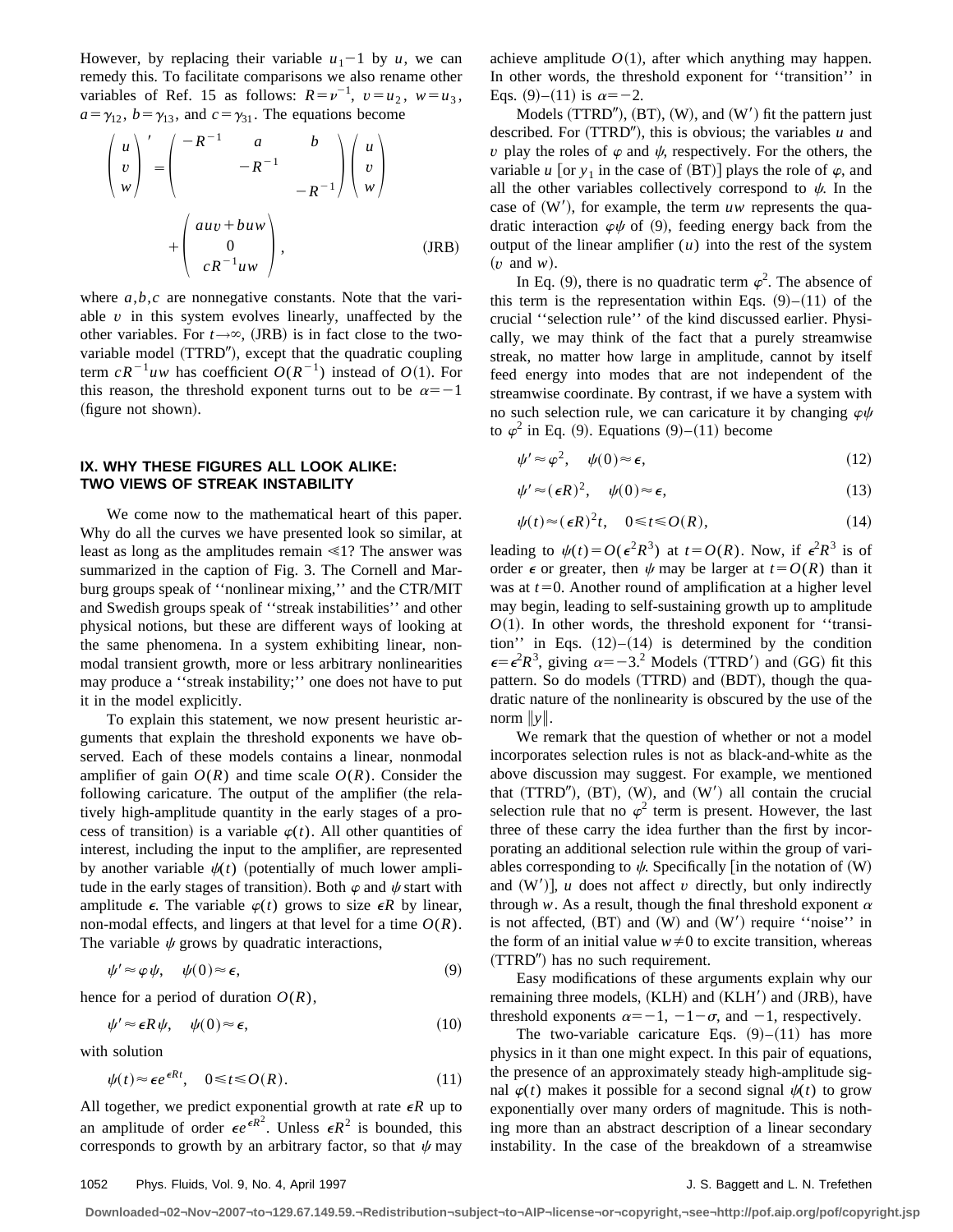However, by replacing their variable $u_1-1$ by $u$, we can remedy this. To facilitate comparisons we also rename other variables of Ref. 15 as follows: $R=\nu^{-1}$, $v=u_2$, $w=u_3$, $a=\gamma_{12}$, $b=\gamma_{13}$, and $c=\gamma_{31}$. The equations become

$$\begin{pmatrix} u \\ v \\ w \end{pmatrix}' = \begin{pmatrix} -R^{-1} & a & b \\ & -R^{-1} & \\ & & -R^{-1} \end{pmatrix} \begin{pmatrix} u \\ v \\ w \end{pmatrix} + \begin{pmatrix} auv+buw \\ 0 \\ cR^{-1}uw \end{pmatrix}, \tag{JRB}$$

where $a,b,c$ are nonnegative constants. Note that the variable $v$ in this system evolves linearly, unaffected by the other variables. For $t\to\infty$, (JRB) is in fact close to the two-variable model (TTRD″), except that the quadratic coupling term $cR^{-1}uw$ has coefficient $O(R^{-1})$ instead of $O(1)$. For this reason, the threshold exponent turns out to be $\alpha=-1$ (figure not shown).

## IX. WHY THESE FIGURES ALL LOOK ALIKE: TWO VIEWS OF STREAK INSTABILITY

We come now to the mathematical heart of this paper. Why do all the curves we have presented look so similar, at least as long as the amplitudes remain $\ll 1$? The answer was summarized in the caption of Fig. 3. The Cornell and Marburg groups speak of "nonlinear mixing," and the CTR/MIT and Swedish groups speak of "streak instabilities" and other physical notions, but these are different ways of looking at the same phenomena. In a system exhibiting linear, nonmodal transient growth, more or less arbitrary nonlinearities may produce a "streak instability;" one does not have to put it in the model explicitly.

To explain this statement, we now present heuristic arguments that explain the threshold exponents we have observed. Each of these models contains a linear, nonmodal amplifier of gain $O(R)$ and time scale $O(R)$. Consider the following caricature. The output of the amplifier (the relatively high-amplitude quantity in the early stages of a process of transition) is a variable $\varphi(t)$. All other quantities of interest, including the input to the amplifier, are represented by another variable $\psi(t)$ (potentially of much lower amplitude in the early stages of transition). Both $\varphi$ and $\psi$ start with amplitude $\epsilon$. The variable $\varphi(t)$ grows to size $\epsilon R$ by linear, non-modal effects, and lingers at that level for a time $O(R)$. The variable $\psi$ grows by quadratic interactions,

$$\psi' \approx \varphi\psi, \quad \psi(0)\approx\epsilon, \tag{9}$$

hence for a period of duration $O(R)$,

$$\psi' \approx \epsilon R\psi, \quad \psi(0)\approx\epsilon, \tag{10}$$

with solution

$$\psi(t)\approx \epsilon e^{\epsilon Rt}, \quad 0\leq t\leq O(R). \tag{11}$$

All together, we predict exponential growth at rate $\epsilon R$ up to an amplitude of order $\epsilon e^{\epsilon R^2}$. Unless $\epsilon R^2$ is bounded, this corresponds to growth by an arbitrary factor, so that $\psi$ may achieve amplitude $O(1)$, after which anything may happen. In other words, the threshold exponent for "transition" in Eqs. (9)–(11) is $\alpha=-2$.

Models (TTRD″), (BT), (W), and (W′) fit the pattern just described. For (TTRD″), this is obvious; the variables $u$ and $v$ play the roles of $\varphi$ and $\psi$, respectively. For the others, the variable $u$ [or $y_1$ in the case of (BT)] plays the role of $\varphi$, and all the other variables collectively correspond to $\psi$. In the case of (W′), for example, the term $uw$ represents the quadratic interaction $\varphi\psi$ of (9), feeding energy back from the output of the linear amplifier ($u$) into the rest of the system ($v$ and $w$).

In Eq. (9), there is no quadratic term $\varphi^2$. The absence of this term is the representation within Eqs. (9)–(11) of the crucial "selection rule" of the kind discussed earlier. Physically, we may think of the fact that a purely streamwise streak, no matter how large in amplitude, cannot by itself feed energy into modes that are not independent of the streamwise coordinate. By contrast, if we have a system with no such selection rule, we can caricature it by changing $\varphi\psi$ to $\varphi^2$ in Eq. (9). Equations (9)–(11) become

$$\psi' \approx \varphi^2, \quad \psi(0)\approx\epsilon, \tag{12}$$

$$\psi' \approx (\epsilon R)^2, \quad \psi(0)\approx\epsilon, \tag{13}$$

$$\psi(t)\approx(\epsilon R)^2 t, \quad 0\leq t\leq O(R), \tag{14}$$

leading to $\psi(t)=O(\epsilon^2R^3)$ at $t=O(R)$. Now, if $\epsilon^2R^3$ is of order $\epsilon$ or greater, then $\psi$ may be larger at $t=O(R)$ than it was at $t=0$. Another round of amplification at a higher level may begin, leading to self-sustaining growth up to amplitude $O(1)$. In other words, the threshold exponent for "transition" in Eqs. (12)–(14) is determined by the condition $\epsilon=\epsilon^2R^3$, giving $\alpha=-3$.[2] Models (TTRD′) and (GG) fit this pattern. So do models (TTRD) and (BDT), though the quadratic nature of the nonlinearity is obscured by the use of the norm $\|y\|$.

We remark that the question of whether or not a model incorporates selection rules is not as black-and-white as the above discussion may suggest. For example, we mentioned that (TTRD″), (BT), (W), and (W′) all contain the crucial selection rule that no $\varphi^2$ term is present. However, the last three of these carry the idea further than the first by incorporating an additional selection rule within the group of variables corresponding to $\psi$. Specifically [in the notation of (W) and (W′)], $u$ does not affect $v$ directly, but only indirectly through $w$. As a result, though the final threshold exponent $\alpha$ is not affected, (BT) and (W) and (W′) require "noise" in the form of an initial value $w\neq 0$ to excite transition, whereas (TTRD″) has no such requirement.

Easy modifications of these arguments explain why our remaining three models, (KLH) and (KLH′) and (JRB), have threshold exponents $\alpha=-1$, $-1-\sigma$, and $-1$, respectively.

The two-variable caricature Eqs. (9)–(11) has more physics in it than one might expect. In this pair of equations, the presence of an approximately steady high-amplitude signal $\varphi(t)$ makes it possible for a second signal $\psi(t)$ to grow exponentially over many orders of magnitude. This is nothing more than an abstract description of a linear secondary instability. In the case of the breakdown of a streamwise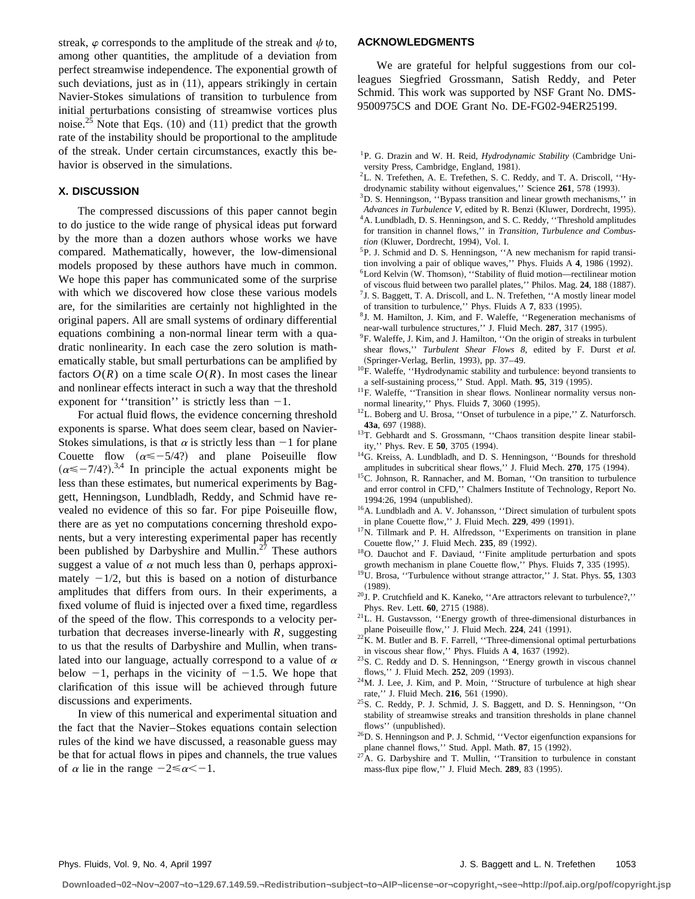streak, $\varphi$ corresponds to the amplitude of the streak and $\psi$ to, among other quantities, the amplitude of a deviation from perfect streamwise independence. The exponential growth of such deviations, just as in (11), appears strikingly in certain Navier-Stokes simulations of transition to turbulence from initial perturbations consisting of streamwise vortices plus noise.[25] Note that Eqs. (10) and (11) predict that the growth rate of the instability should be proportional to the amplitude of the streak. Under certain circumstances, exactly this behavior is observed in the simulations.

## X. DISCUSSION

The compressed discussions of this paper cannot begin to do justice to the wide range of physical ideas put forward by the more than a dozen authors whose works we have compared. Mathematically, however, the low-dimensional models proposed by these authors have much in common. We hope this paper has communicated some of the surprise with which we discovered how close these various models are, for the similarities are certainly not highlighted in the original papers. All are small systems of ordinary differential equations combining a non-normal linear term with a quadratic nonlinearity. In each case the zero solution is mathematically stable, but small perturbations can be amplified by factors $O(R)$ on a time scale $O(R)$. In most cases the linear and nonlinear effects interact in such a way that the threshold exponent for ''transition'' is strictly less than $-1$.

For actual fluid flows, the evidence concerning threshold exponents is sparse. What does seem clear, based on Navier-Stokes simulations, is that $\alpha$ is strictly less than $-1$ for plane Couette flow ($\alpha \leq -5/4?$) and plane Poiseuille flow ($\alpha \leq -7/4?$).[3,4] In principle the actual exponents might be less than these estimates, but numerical experiments by Baggett, Henningson, Lundbladh, Reddy, and Schmid have revealed no evidence of this so far. For pipe Poiseuille flow, there are as yet no computations concerning threshold exponents, but a very interesting experimental paper has recently been published by Darbyshire and Mullin.[27] These authors suggest a value of $\alpha$ not much less than 0, perhaps approximately $-1/2$, but this is based on a notion of disturbance amplitudes that differs from ours. In their experiments, a fixed volume of fluid is injected over a fixed time, regardless of the speed of the flow. This corresponds to a velocity perturbation that decreases inverse-linearly with $R$, suggesting to us that the results of Darbyshire and Mullin, when translated into our language, actually correspond to a value of $\alpha$ below $-1$, perhaps in the vicinity of $-1.5$. We hope that clarification of this issue will be achieved through future discussions and experiments.

In view of this numerical and experimental situation and the fact that the Navier–Stokes equations contain selection rules of the kind we have discussed, a reasonable guess may be that for actual flows in pipes and channels, the true values of $\alpha$ lie in the range $-2 \leq \alpha < -1$.

## ACKNOWLEDGMENTS

We are grateful for helpful suggestions from our colleagues Siegfried Grossmann, Satish Reddy, and Peter Schmid. This work was supported by NSF Grant No. DMS-9500975CS and DOE Grant No. DE-FG02-94ER25199.

[1] P. G. Drazin and W. H. Reid, *Hydrodynamic Stability* (Cambridge University Press, Cambridge, England, 1981).
[2] L. N. Trefethen, A. E. Trefethen, S. C. Reddy, and T. A. Driscoll, ''Hydrodynamic stability without eigenvalues,'' Science **261**, 578 (1993).
[3] D. S. Henningson, ''Bypass transition and linear growth mechanisms,'' in *Advances in Turbulence V*, edited by R. Benzi (Kluwer, Dordrecht, 1995).
[4] A. Lundbladh, D. S. Henningson, and S. C. Reddy, ''Threshold amplitudes for transition in channel flows,'' in *Transition, Turbulence and Combustion* (Kluwer, Dordrecht, 1994), Vol. I.
[5] P. J. Schmid and D. S. Henningson, ''A new mechanism for rapid transition involving a pair of oblique waves,'' Phys. Fluids A **4**, 1986 (1992).
[6] Lord Kelvin (W. Thomson), ''Stability of fluid motion—rectilinear motion of viscous fluid between two parallel plates,'' Philos. Mag. **24**, 188 (1887).
[7] J. S. Baggett, T. A. Driscoll, and L. N. Trefethen, ''A mostly linear model of transition to turbulence,'' Phys. Fluids A **7**, 833 (1995).
[8] J. M. Hamilton, J. Kim, and F. Waleffe, ''Regeneration mechanisms of near-wall turbulence structures,'' J. Fluid Mech. **287**, 317 (1995).
[9] F. Waleffe, J. Kim, and J. Hamilton, ''On the origin of streaks in turbulent shear flows,'' *Turbulent Shear Flows 8*, edited by F. Durst *et al.* (Springer-Verlag, Berlin, 1993), pp. 37–49.
[10] F. Waleffe, ''Hydrodynamic stability and turbulence: beyond transients to a self-sustaining process,'' Stud. Appl. Math. **95**, 319 (1995).
[11] F. Waleffe, ''Transition in shear flows. Nonlinear normality versus non-normal linearity,'' Phys. Fluids **7**, 3060 (1995).
[12] L. Boberg and U. Brosa, ''Onset of turbulence in a pipe,'' Z. Naturforsch. **43a**, 697 (1988).
[13] T. Gebhardt and S. Grossmann, ''Chaos transition despite linear stability,'' Phys. Rev. E **50**, 3705 (1994).
[14] G. Kreiss, A. Lundbladh, and D. S. Henningson, ''Bounds for threshold amplitudes in subcritical shear flows,'' J. Fluid Mech. **270**, 175 (1994).
[15] C. Johnson, R. Rannacher, and M. Boman, ''On transition to turbulence and error control in CFD,'' Chalmers Institute of Technology, Report No. 1994:26, 1994 (unpublished).
[16] A. Lundbladh and A. V. Johansson, ''Direct simulation of turbulent spots in plane Couette flow,'' J. Fluid Mech. **229**, 499 (1991).
[17] N. Tillmark and P. H. Alfredsson, ''Experiments on transition in plane Couette flow,'' J. Fluid Mech. **235**, 89 (1992).
[18] O. Dauchot and F. Daviaud, ''Finite amplitude perturbation and spots growth mechanism in plane Couette flow,'' Phys. Fluids **7**, 335 (1995).
[19] U. Brosa, ''Turbulence without strange attractor,'' J. Stat. Phys. **55**, 1303 (1989).
[20] J. P. Crutchfield and K. Kaneko, ''Are attractors relevant to turbulence?,'' Phys. Rev. Lett. **60**, 2715 (1988).
[21] L. H. Gustavsson, ''Energy growth of three-dimensional disturbances in plane Poiseuille flow,'' J. Fluid Mech. **224**, 241 (1991).
[22] K. M. Butler and B. F. Farrell, ''Three-dimensional optimal perturbations in viscous shear flow,'' Phys. Fluids A **4**, 1637 (1992).
[23] S. C. Reddy and D. S. Henningson, ''Energy growth in viscous channel flows,'' J. Fluid Mech. **252**, 209 (1993).
[24] M. J. Lee, J. Kim, and P. Moin, ''Structure of turbulence at high shear rate,'' J. Fluid Mech. **216**, 561 (1990).
[25] S. C. Reddy, P. J. Schmid, J. S. Baggett, and D. S. Henningson, ''On stability of streamwise streaks and transition thresholds in plane channel flows'' (unpublished).
[26] D. S. Henningson and P. J. Schmid, ''Vector eigenfunction expansions for plane channel flows,'' Stud. Appl. Math. **87**, 15 (1992).
[27] A. G. Darbyshire and T. Mullin, ''Transition to turbulence in constant mass-flux pipe flow,'' J. Fluid Mech. **289**, 83 (1995).